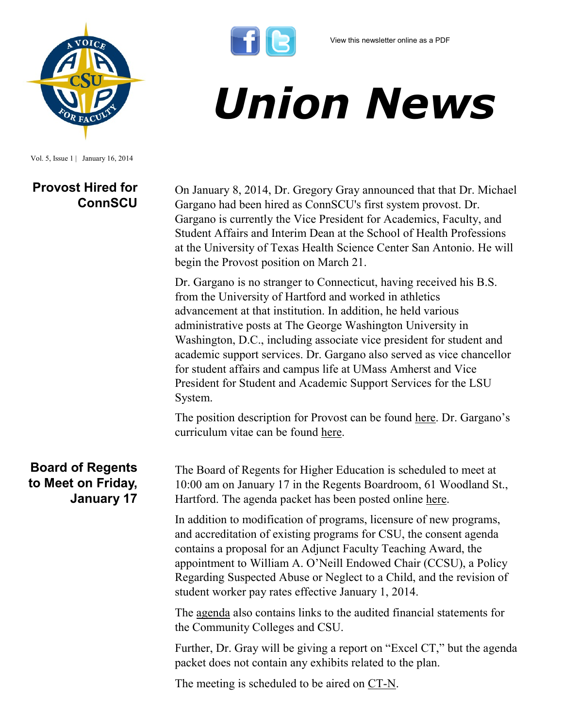View this newsletter online as a PDF

# Union News

Vol. 5, Issue 1 | January 16, 2014

## Provost Hired for ConnSCU

On January 8, 2014, Dr. Gregory Gray announced that that Dr. Michael Gargano had been hired as ConnSCU's first system provost. Dr. Gargano is currently the Vice President for Academics, Faculty, and Student Affairs and Interim Dean at the School of Health Professions at the University of Texas Health Science Center San Antonio. He will begin the Provost position on March 21.

Dr. Gargano is no stranger to Connecticut, having received his B.S. from the University of Hartford and worked in athletics advancement at that institution. In addition, he held various administrative posts at The George Washington University in Washington, D.C., including associate vice president for student and academic support services. Dr. Gargano also served as vice chancellor for student affairs and campus life at UMass Amherst and Vice President for Student and Academic Support Services for the LSU System.

The position description for Provost can be found here. Dr. Gargano's curriculum vitae can be found here.

## Board of Regents to Meet on Friday, January 17

The Board of Regents for Higher Education is scheduled to meet at 10:00 am on January 17 in the Regents Boardroom, 61 Woodland St., Hartford. The agenda packet has been posted online here.

In addition to modification of programs, licensure of new programs, and accreditation of existing programs for CSU, the consent agenda contains a proposal for an Adjunct Faculty Teaching Award, the appointment to William A. O'Neill Endowed Chair (CCSU), a Policy Regarding Suspected Abuse or Neglect to a Child, and the revision of student worker pay rates effective January 1, 2014.

The agenda also contains links to the audited financial statements for the Community Colleges and CSU.

Further, Dr. Gray will be giving a report on "Excel CT," but the agenda packet does not contain any exhibits related to the plan.

The meeting is scheduled to be aired on CT-N.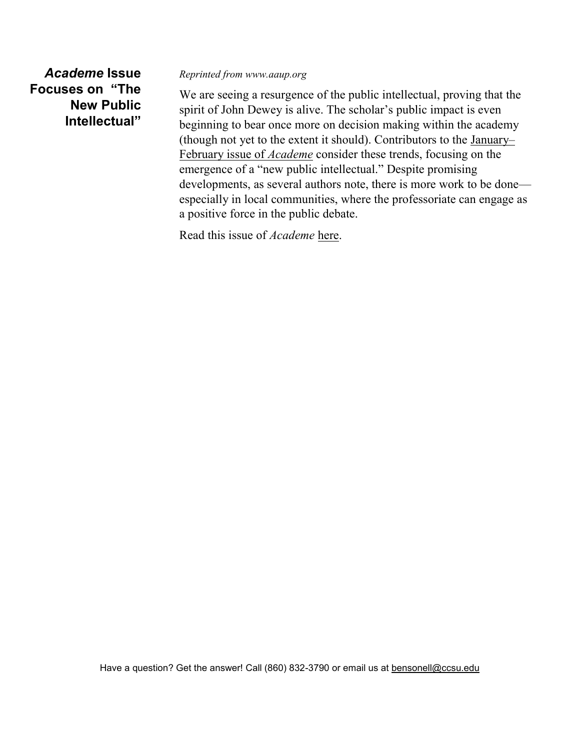## *Academe* Issue Focuses on "The New Public Intellectual"

*Reprinted from www.aaup.org*

We are seeing a resurgence of the public intellectual, proving that the spirit of John Dewey is alive. The scholar's public impact is even beginning to bear once more on decision making within the academy (though not yet to the extent it should). Contributors to the January–February issue of *Academe* consider these trends, focusing on the emergence of a "new public intellectual." Despite promising developments, as several authors note, there is more work to be done—especially in local communities, where the professoriate can engage as a positive force in the public debate.

Read this issue of *Academe* here.

Have a question? Get the answer! Call (860) 832-3790 or email us at bensonell@ccsu.edu